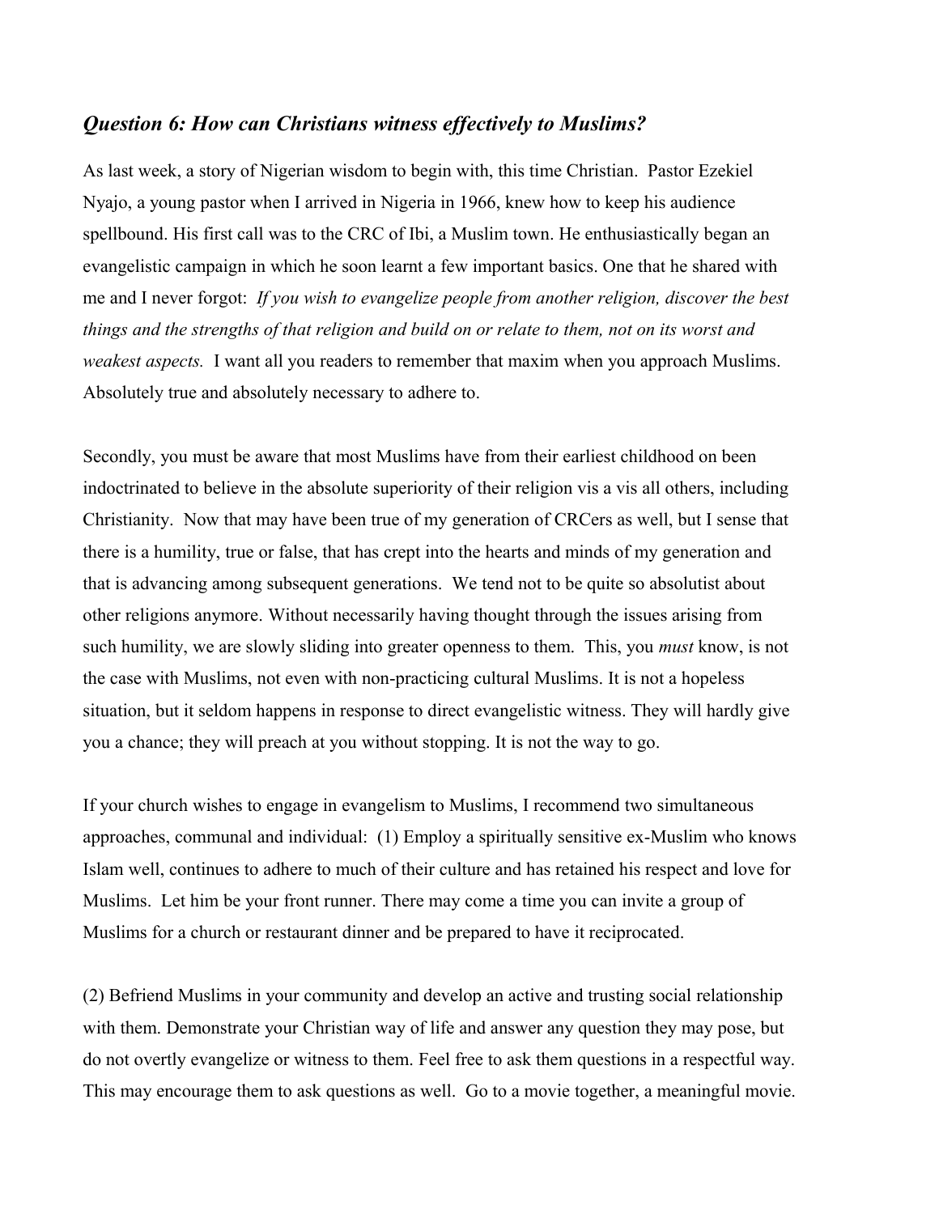### *Question 6: How can Christians witness effectively to Muslims?*

As last week, a story of Nigerian wisdom to begin with, this time Christian. Pastor Ezekiel Nyajo, a young pastor when I arrived in Nigeria in 1966, knew how to keep his audience spellbound. His first call was to the CRC of Ibi, a Muslim town. He enthusiastically began an evangelistic campaign in which he soon learnt a few important basics. One that he shared with me and I never forgot: *If you wish to evangelize people from another religion, discover the best things and the strengths of that religion and build on or relate to them, not on its worst and weakest aspects.* I want all you readers to remember that maxim when you approach Muslims. Absolutely true and absolutely necessary to adhere to.

Secondly, you must be aware that most Muslims have from their earliest childhood on been indoctrinated to believe in the absolute superiority of their religion vis a vis all others, including Christianity. Now that may have been true of my generation of CRCers as well, but I sense that there is a humility, true or false, that has crept into the hearts and minds of my generation and that is advancing among subsequent generations. We tend not to be quite so absolutist about other religions anymore. Without necessarily having thought through the issues arising from such humility, we are slowly sliding into greater openness to them. This, you *must* know, is not the case with Muslims, not even with non-practicing cultural Muslims. It is not a hopeless situation, but it seldom happens in response to direct evangelistic witness. They will hardly give you a chance; they will preach at you without stopping. It is not the way to go.

If your church wishes to engage in evangelism to Muslims, I recommend two simultaneous approaches, communal and individual: (1) Employ a spiritually sensitive ex-Muslim who knows Islam well, continues to adhere to much of their culture and has retained his respect and love for Muslims. Let him be your front runner. There may come a time you can invite a group of Muslims for a church or restaurant dinner and be prepared to have it reciprocated.

(2) Befriend Muslims in your community and develop an active and trusting social relationship with them. Demonstrate your Christian way of life and answer any question they may pose, but do not overtly evangelize or witness to them. Feel free to ask them questions in a respectful way. This may encourage them to ask questions as well. Go to a movie together, a meaningful movie.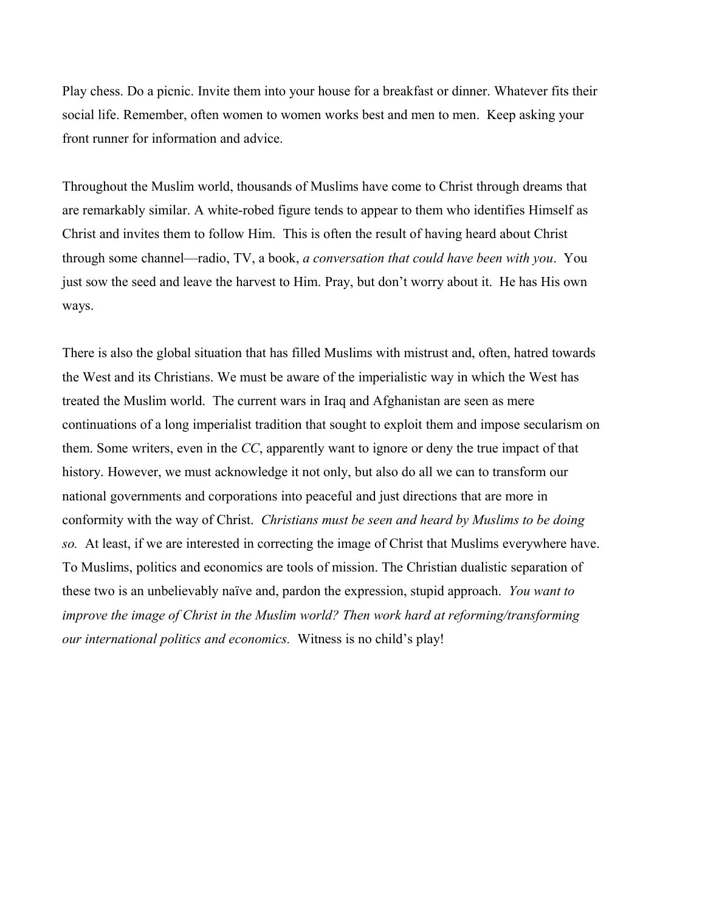Play chess. Do a picnic. Invite them into your house for a breakfast or dinner. Whatever fits their social life. Remember, often women to women works best and men to men. Keep asking your front runner for information and advice.

Throughout the Muslim world, thousands of Muslims have come to Christ through dreams that are remarkably similar. A white-robed figure tends to appear to them who identifies Himself as Christ and invites them to follow Him. This is often the result of having heard about Christ through some channel—radio, TV, a book, *a conversation that could have been with you*. You just sow the seed and leave the harvest to Him. Pray, but don't worry about it. He has His own ways.

There is also the global situation that has filled Muslims with mistrust and, often, hatred towards the West and its Christians. We must be aware of the imperialistic way in which the West has treated the Muslim world. The current wars in Iraq and Afghanistan are seen as mere continuations of a long imperialist tradition that sought to exploit them and impose secularism on them. Some writers, even in the *CC*, apparently want to ignore or deny the true impact of that history. However, we must acknowledge it not only, but also do all we can to transform our national governments and corporations into peaceful and just directions that are more in conformity with the way of Christ. *Christians must be seen and heard by Muslims to be doing so.* At least, if we are interested in correcting the image of Christ that Muslims everywhere have. To Muslims, politics and economics are tools of mission. The Christian dualistic separation of these two is an unbelievably naïve and, pardon the expression, stupid approach. *You want to improve the image of Christ in the Muslim world? Then work hard at reforming/transforming our international politics and economics.* Witness is no child's play!